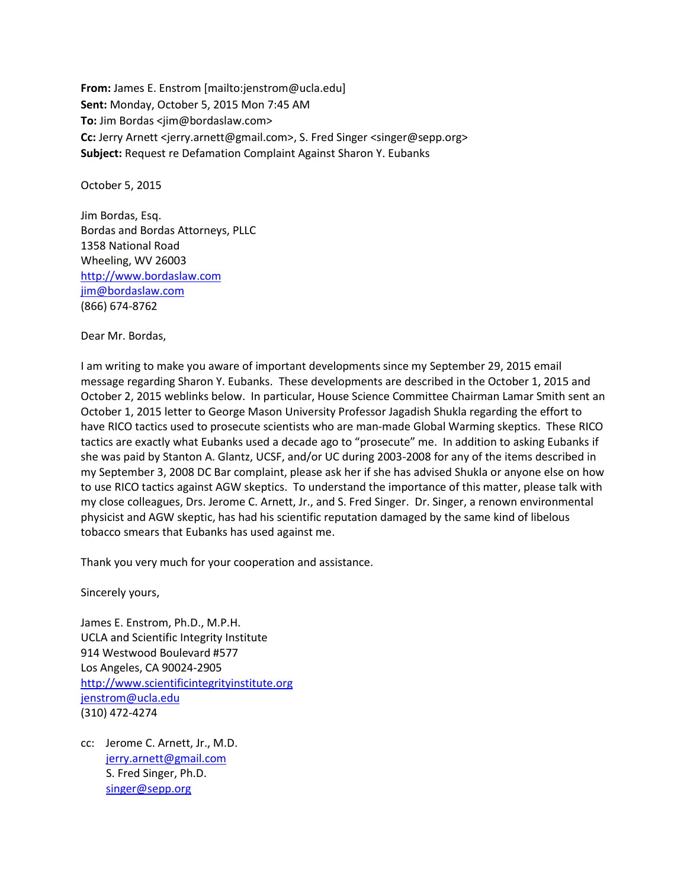**From:** James E. Enstrom [mailto:jenstrom@ucla.edu]
**Sent:** Monday, October 5, 2015 Mon 7:45 AM
**To:** Jim Bordas <jim@bordaslaw.com>
**Cc:** Jerry Arnett <jerry.arnett@gmail.com>, S. Fred Singer <singer@sepp.org>
**Subject:** Request re Defamation Complaint Against Sharon Y. Eubanks

October 5, 2015

Jim Bordas, Esq.
Bordas and Bordas Attorneys, PLLC
1358 National Road
Wheeling, WV 26003
http://www.bordaslaw.com
jim@bordaslaw.com
(866) 674-8762

Dear Mr. Bordas,

I am writing to make you aware of important developments since my September 29, 2015 email message regarding Sharon Y. Eubanks. These developments are described in the October 1, 2015 and October 2, 2015 weblinks below. In particular, House Science Committee Chairman Lamar Smith sent an October 1, 2015 letter to George Mason University Professor Jagadish Shukla regarding the effort to have RICO tactics used to prosecute scientists who are man-made Global Warming skeptics. These RICO tactics are exactly what Eubanks used a decade ago to "prosecute" me. In addition to asking Eubanks if she was paid by Stanton A. Glantz, UCSF, and/or UC during 2003-2008 for any of the items described in my September 3, 2008 DC Bar complaint, please ask her if she has advised Shukla or anyone else on how to use RICO tactics against AGW skeptics. To understand the importance of this matter, please talk with my close colleagues, Drs. Jerome C. Arnett, Jr., and S. Fred Singer. Dr. Singer, a renown environmental physicist and AGW skeptic, has had his scientific reputation damaged by the same kind of libelous tobacco smears that Eubanks has used against me.

Thank you very much for your cooperation and assistance.

Sincerely yours,

James E. Enstrom, Ph.D., M.P.H.
UCLA and Scientific Integrity Institute
914 Westwood Boulevard #577
Los Angeles, CA 90024-2905
http://www.scientificintegrityinstitute.org
jenstrom@ucla.edu
(310) 472-4274

cc: Jerome C. Arnett, Jr., M.D.
jerry.arnett@gmail.com
S. Fred Singer, Ph.D.
singer@sepp.org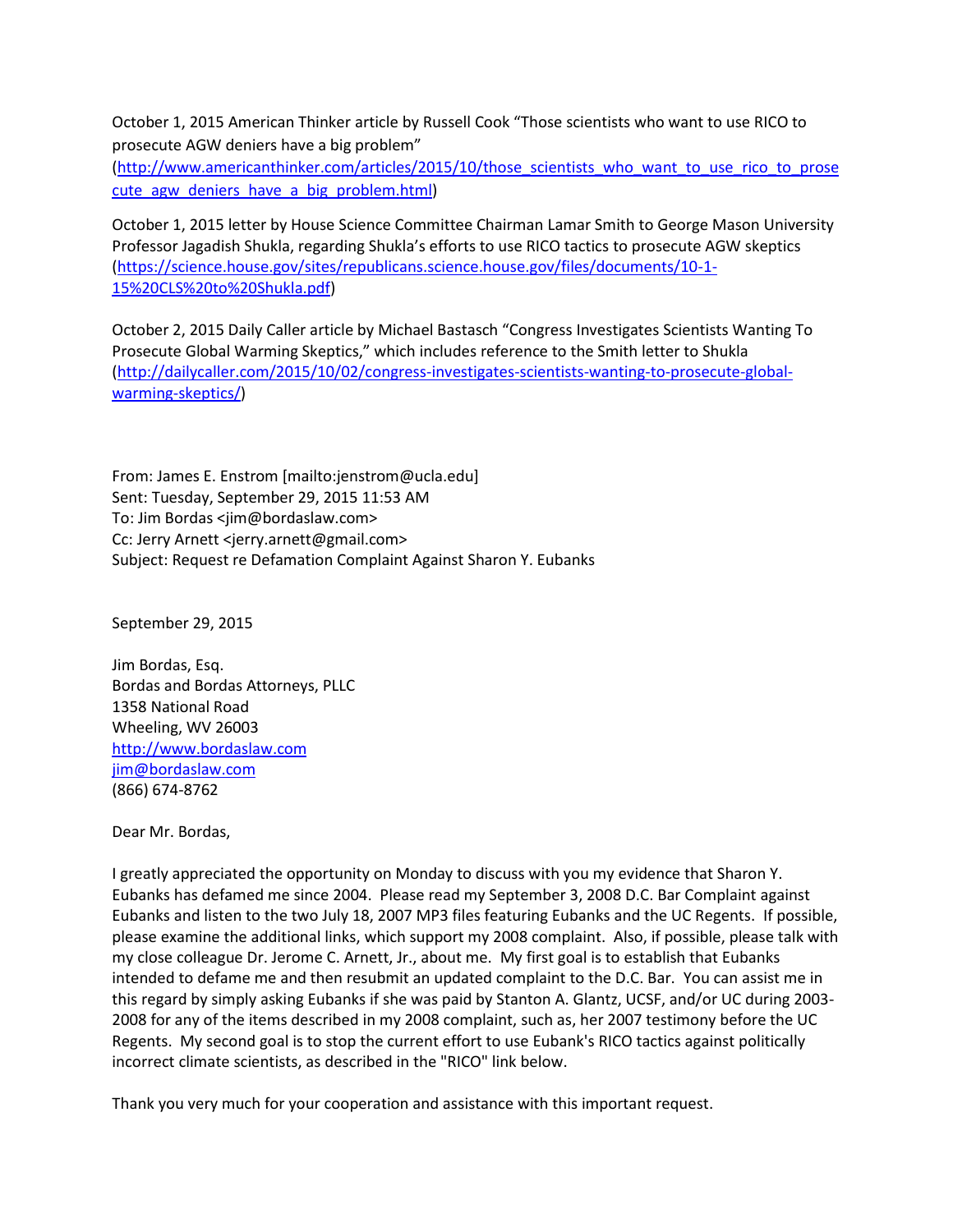October 1, 2015 American Thinker article by Russell Cook "Those scientists who want to use RICO to prosecute AGW deniers have a big problem" (http://www.americanthinker.com/articles/2015/10/those_scientists_who_want_to_use_rico_to_prosecute_agw_deniers_have_a_big_problem.html)

October 1, 2015 letter by House Science Committee Chairman Lamar Smith to George Mason University Professor Jagadish Shukla, regarding Shukla's efforts to use RICO tactics to prosecute AGW skeptics (https://science.house.gov/sites/republicans.science.house.gov/files/documents/10-1-15%20CLS%20to%20Shukla.pdf)

October 2, 2015 Daily Caller article by Michael Bastasch "Congress Investigates Scientists Wanting To Prosecute Global Warming Skeptics," which includes reference to the Smith letter to Shukla (http://dailycaller.com/2015/10/02/congress-investigates-scientists-wanting-to-prosecute-global-warming-skeptics/)

From: James E. Enstrom [mailto:jenstrom@ucla.edu]
Sent: Tuesday, September 29, 2015 11:53 AM
To: Jim Bordas <jim@bordaslaw.com>
Cc: Jerry Arnett <jerry.arnett@gmail.com>
Subject: Request re Defamation Complaint Against Sharon Y. Eubanks

September 29, 2015

Jim Bordas, Esq.
Bordas and Bordas Attorneys, PLLC
1358 National Road
Wheeling, WV 26003
http://www.bordaslaw.com
jim@bordaslaw.com
(866) 674-8762

Dear Mr. Bordas,

I greatly appreciated the opportunity on Monday to discuss with you my evidence that Sharon Y. Eubanks has defamed me since 2004. Please read my September 3, 2008 D.C. Bar Complaint against Eubanks and listen to the two July 18, 2007 MP3 files featuring Eubanks and the UC Regents. If possible, please examine the additional links, which support my 2008 complaint. Also, if possible, please talk with my close colleague Dr. Jerome C. Arnett, Jr., about me. My first goal is to establish that Eubanks intended to defame me and then resubmit an updated complaint to the D.C. Bar. You can assist me in this regard by simply asking Eubanks if she was paid by Stanton A. Glantz, UCSF, and/or UC during 2003-2008 for any of the items described in my 2008 complaint, such as, her 2007 testimony before the UC Regents. My second goal is to stop the current effort to use Eubank's RICO tactics against politically incorrect climate scientists, as described in the "RICO" link below.

Thank you very much for your cooperation and assistance with this important request.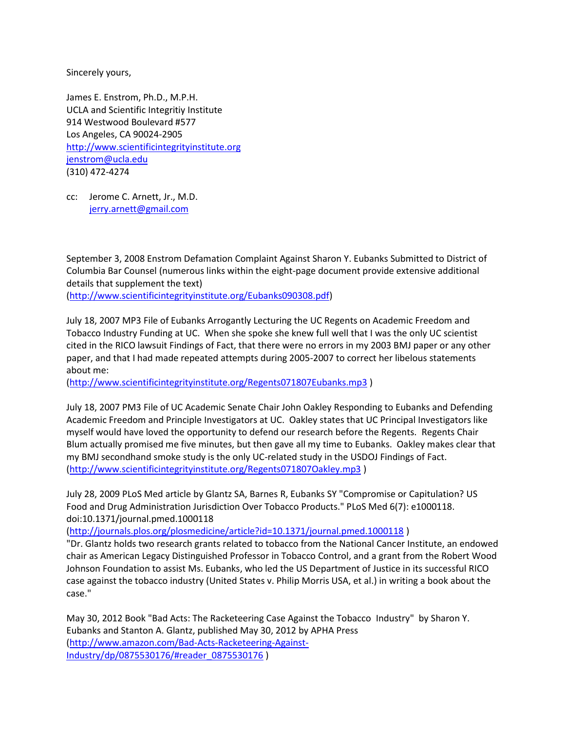Sincerely yours,

James E. Enstrom, Ph.D., M.P.H.
UCLA and Scientific Integritiy Institute
914 Westwood Boulevard #577
Los Angeles, CA 90024-2905
http://www.scientificintegrityinstitute.org
jenstrom@ucla.edu
(310) 472-4274

cc: Jerome C. Arnett, Jr., M.D.
jerry.arnett@gmail.com

September 3, 2008 Enstrom Defamation Complaint Against Sharon Y. Eubanks Submitted to District of Columbia Bar Counsel (numerous links within the eight-page document provide extensive additional details that supplement the text)
(http://www.scientificintegrityinstitute.org/Eubanks090308.pdf)

July 18, 2007 MP3 File of Eubanks Arrogantly Lecturing the UC Regents on Academic Freedom and Tobacco Industry Funding at UC. When she spoke she knew full well that I was the only UC scientist cited in the RICO lawsuit Findings of Fact, that there were no errors in my 2003 BMJ paper or any other paper, and that I had made repeated attempts during 2005-2007 to correct her libelous statements about me:
(http://www.scientificintegrityinstitute.org/Regents071807Eubanks.mp3 )

July 18, 2007 PM3 File of UC Academic Senate Chair John Oakley Responding to Eubanks and Defending Academic Freedom and Principle Investigators at UC. Oakley states that UC Principal Investigators like myself would have loved the opportunity to defend our research before the Regents. Regents Chair Blum actually promised me five minutes, but then gave all my time to Eubanks. Oakley makes clear that my BMJ secondhand smoke study is the only UC-related study in the USDOJ Findings of Fact.
(http://www.scientificintegrityinstitute.org/Regents071807Oakley.mp3 )

July 28, 2009 PLoS Med article by Glantz SA, Barnes R, Eubanks SY "Compromise or Capitulation? US Food and Drug Administration Jurisdiction Over Tobacco Products." PLoS Med 6(7): e1000118. doi:10.1371/journal.pmed.1000118
(http://journals.plos.org/plosmedicine/article?id=10.1371/journal.pmed.1000118 )
"Dr. Glantz holds two research grants related to tobacco from the National Cancer Institute, an endowed chair as American Legacy Distinguished Professor in Tobacco Control, and a grant from the Robert Wood Johnson Foundation to assist Ms. Eubanks, who led the US Department of Justice in its successful RICO case against the tobacco industry (United States v. Philip Morris USA, et al.) in writing a book about the case."

May 30, 2012 Book "Bad Acts: The Racketeering Case Against the Tobacco Industry" by Sharon Y. Eubanks and Stanton A. Glantz, published May 30, 2012 by APHA Press
(http://www.amazon.com/Bad-Acts-Racketeering-Against-Industry/dp/0875530176/#reader_0875530176 )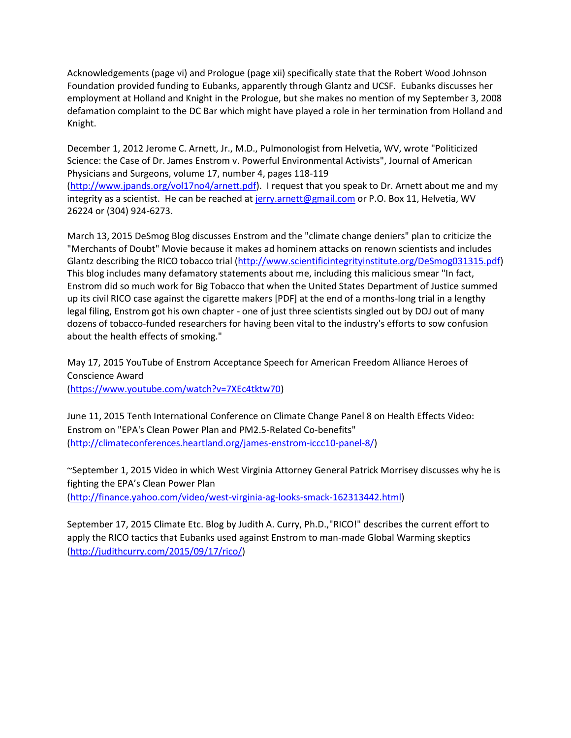Acknowledgements (page vi) and Prologue (page xii) specifically state that the Robert Wood Johnson Foundation provided funding to Eubanks, apparently through Glantz and UCSF. Eubanks discusses her employment at Holland and Knight in the Prologue, but she makes no mention of my September 3, 2008 defamation complaint to the DC Bar which might have played a role in her termination from Holland and Knight.

December 1, 2012 Jerome C. Arnett, Jr., M.D., Pulmonologist from Helvetia, WV, wrote "Politicized Science: the Case of Dr. James Enstrom v. Powerful Environmental Activists", Journal of American Physicians and Surgeons, volume 17, number 4, pages 118-119 (http://www.jpands.org/vol17no4/arnett.pdf). I request that you speak to Dr. Arnett about me and my integrity as a scientist. He can be reached at jerry.arnett@gmail.com or P.O. Box 11, Helvetia, WV 26224 or (304) 924-6273.

March 13, 2015 DeSmog Blog discusses Enstrom and the "climate change deniers" plan to criticize the "Merchants of Doubt" Movie because it makes ad hominem attacks on renown scientists and includes Glantz describing the RICO tobacco trial (http://www.scientificintegrityinstitute.org/DeSmog031315.pdf) This blog includes many defamatory statements about me, including this malicious smear "In fact, Enstrom did so much work for Big Tobacco that when the United States Department of Justice summed up its civil RICO case against the cigarette makers [PDF] at the end of a months-long trial in a lengthy legal filing, Enstrom got his own chapter - one of just three scientists singled out by DOJ out of many dozens of tobacco-funded researchers for having been vital to the industry's efforts to sow confusion about the health effects of smoking."

May 17, 2015 YouTube of Enstrom Acceptance Speech for American Freedom Alliance Heroes of Conscience Award (https://www.youtube.com/watch?v=7XEc4tktw70)

June 11, 2015 Tenth International Conference on Climate Change Panel 8 on Health Effects Video: Enstrom on "EPA's Clean Power Plan and PM2.5-Related Co-benefits" (http://climateconferences.heartland.org/james-enstrom-iccc10-panel-8/)

~September 1, 2015 Video in which West Virginia Attorney General Patrick Morrisey discusses why he is fighting the EPA's Clean Power Plan (http://finance.yahoo.com/video/west-virginia-ag-looks-smack-162313442.html)

September 17, 2015 Climate Etc. Blog by Judith A. Curry, Ph.D.,"RICO!" describes the current effort to apply the RICO tactics that Eubanks used against Enstrom to man-made Global Warming skeptics (http://judithcurry.com/2015/09/17/rico/)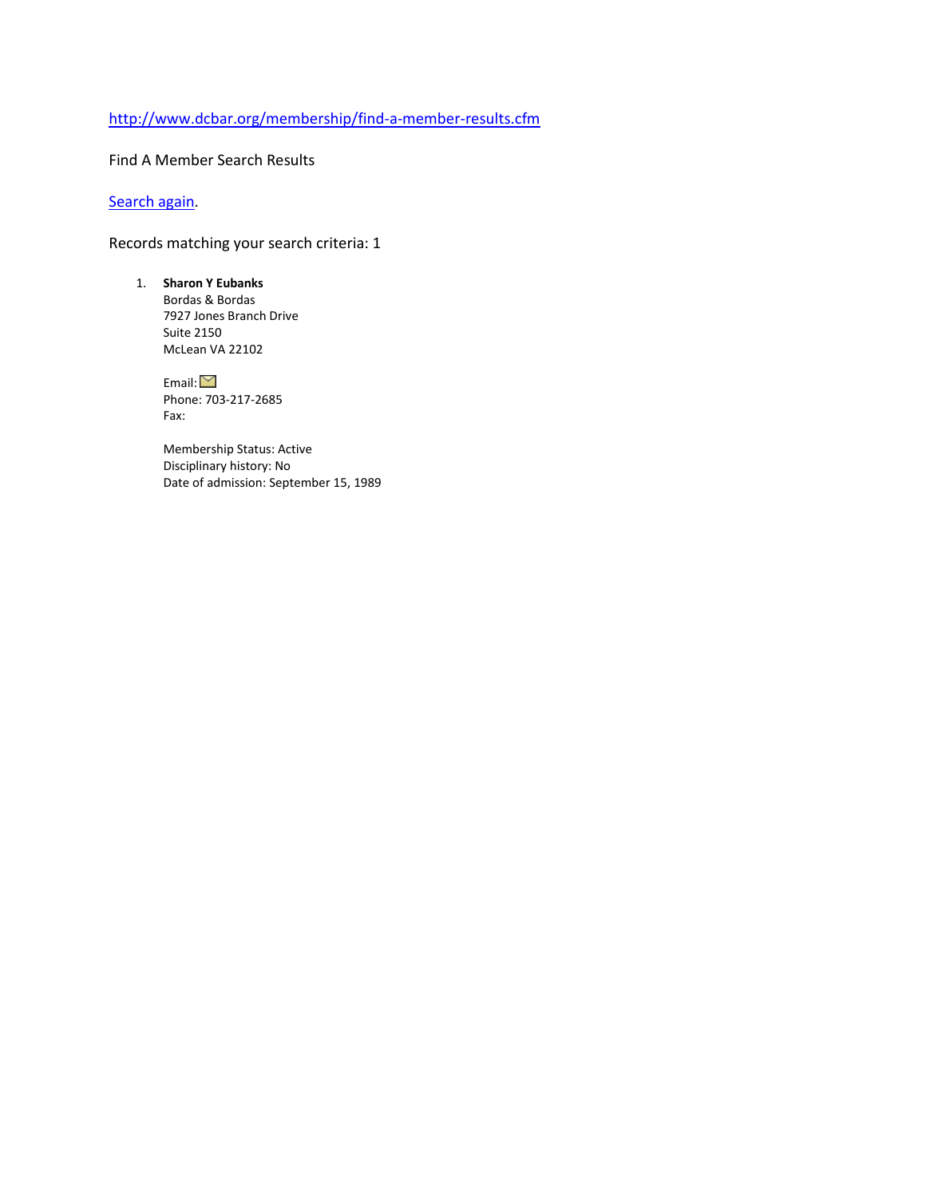http://www.dcbar.org/membership/find-a-member-results.cfm

Find A Member Search Results

Search again.

Records matching your search criteria: 1

1. **Sharon Y Eubanks**
   Bordas & Bordas
   7927 Jones Branch Drive
   Suite 2150
   McLean VA 22102

   Email:
   Phone: 703-217-2685
   Fax:

   Membership Status: Active
   Disciplinary history: No
   Date of admission: September 15, 1989